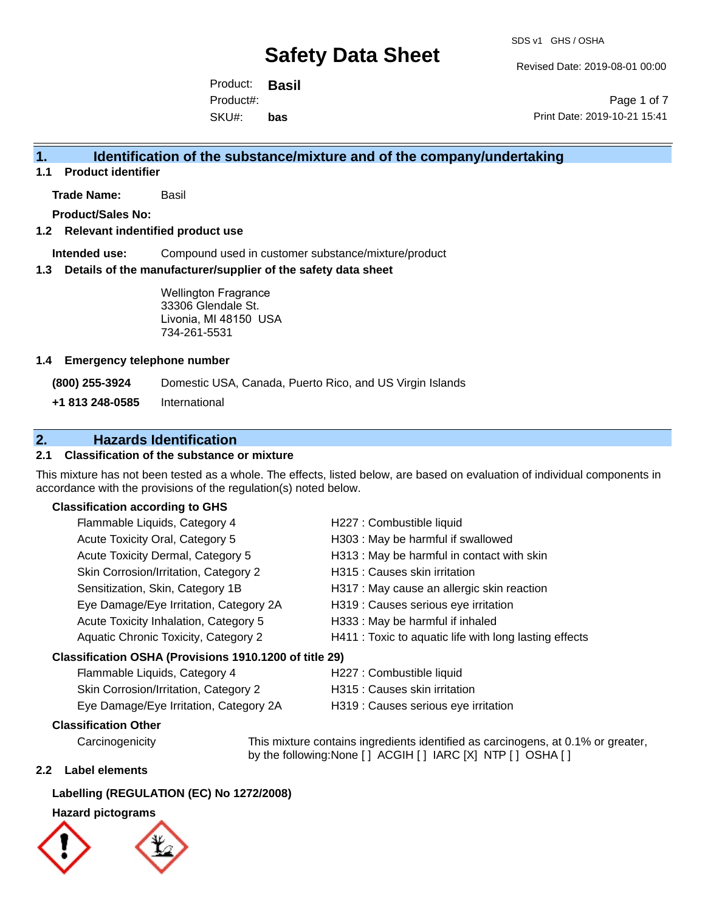# Safety Data Sheet

SDS v1 GHS / OSHA

Revised Date: 2019-08-01 00:00

Product: **Basil**
Product#:
SKU#: **bas**

Print Date: 2019-10-21 15:41

## 1. Identification of the substance/mixture and of the company/undertaking

### 1.1 Product identifier

**Trade Name:** Basil

**Product/Sales No:**

### 1.2 Relevant indentified product use

**Intended use:** Compound used in customer substance/mixture/product

### 1.3 Details of the manufacturer/supplier of the safety data sheet

Wellington Fragrance
33306 Glendale St.
Livonia, MI 48150 USA
734-261-5531

### 1.4 Emergency telephone number

**(800) 255-3924** Domestic USA, Canada, Puerto Rico, and US Virgin Islands

**+1 813 248-0585** International

## 2. Hazards Identification

### 2.1 Classification of the substance or mixture

This mixture has not been tested as a whole. The effects, listed below, are based on evaluation of individual components in accordance with the provisions of the regulation(s) noted below.

**Classification according to GHS**

| | |
|---|---|
| Flammable Liquids, Category 4 | H227 : Combustible liquid |
| Acute Toxicity Oral, Category 5 | H303 : May be harmful if swallowed |
| Acute Toxicity Dermal, Category 5 | H313 : May be harmful in contact with skin |
| Skin Corrosion/Irritation, Category 2 | H315 : Causes skin irritation |
| Sensitization, Skin, Category 1B | H317 : May cause an allergic skin reaction |
| Eye Damage/Eye Irritation, Category 2A | H319 : Causes serious eye irritation |
| Acute Toxicity Inhalation, Category 5 | H333 : May be harmful if inhaled |
| Aquatic Chronic Toxicity, Category 2 | H411 : Toxic to aquatic life with long lasting effects |

**Classification OSHA (Provisions 1910.1200 of title 29)**

| | |
|---|---|
| Flammable Liquids, Category 4 | H227 : Combustible liquid |
| Skin Corrosion/Irritation, Category 2 | H315 : Causes skin irritation |
| Eye Damage/Eye Irritation, Category 2A | H319 : Causes serious eye irritation |

**Classification Other**

Carcinogenicity: This mixture contains ingredients identified as carcinogens, at 0.1% or greater, by the following:None [ ] ACGIH [ ] IARC [X] NTP [ ] OSHA [ ]

### 2.2 Label elements

**Labelling (REGULATION (EC) No 1272/2008)**

**Hazard pictograms**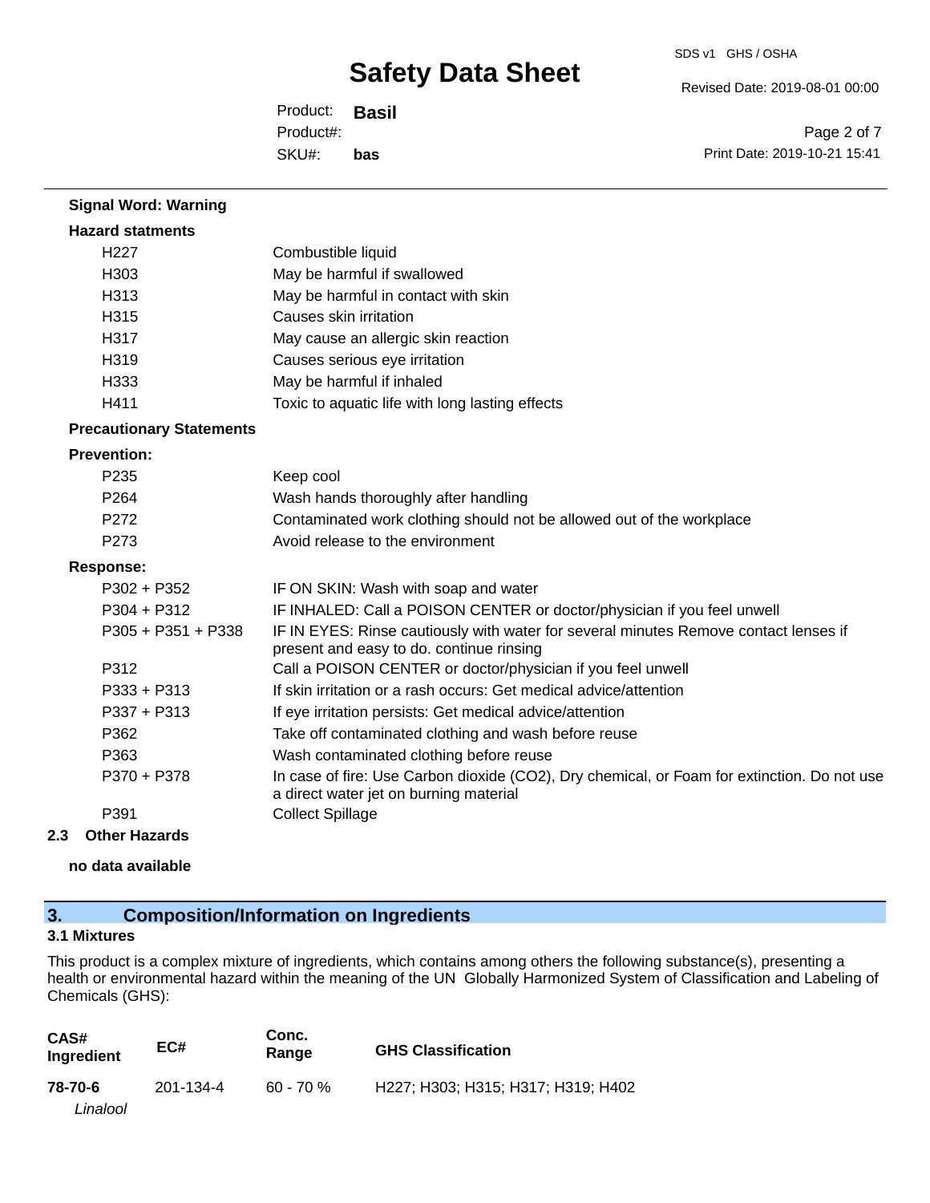**Signal Word: Warning**

**Hazard statments**

| | |
|---|---|
| H227 | Combustible liquid |
| H303 | May be harmful if swallowed |
| H313 | May be harmful in contact with skin |
| H315 | Causes skin irritation |
| H317 | May cause an allergic skin reaction |
| H319 | Causes serious eye irritation |
| H333 | May be harmful if inhaled |
| H411 | Toxic to aquatic life with long lasting effects |

**Precautionary Statements**

**Prevention:**

| | |
|---|---|
| P235 | Keep cool |
| P264 | Wash hands thoroughly after handling |
| P272 | Contaminated work clothing should not be allowed out of the workplace |
| P273 | Avoid release to the environment |

**Response:**

| | |
|---|---|
| P302 + P352 | IF ON SKIN: Wash with soap and water |
| P304 + P312 | IF INHALED: Call a POISON CENTER or doctor/physician if you feel unwell |
| P305 + P351 + P338 | IF IN EYES: Rinse cautiously with water for several minutes Remove contact lenses if present and easy to do. continue rinsing |
| P312 | Call a POISON CENTER or doctor/physician if you feel unwell |
| P333 + P313 | If skin irritation or a rash occurs: Get medical advice/attention |
| P337 + P313 | If eye irritation persists: Get medical advice/attention |
| P362 | Take off contaminated clothing and wash before reuse |
| P363 | Wash contaminated clothing before reuse |
| P370 + P378 | In case of fire: Use Carbon dioxide ($CO_2$), Dry chemical, or Foam for extinction. Do not use a direct water jet on burning material |
| P391 | Collect Spillage |

### 2.3 Other Hazards

**no data available**

## 3. Composition/Information on Ingredients

### 3.1 Mixtures

This product is a complex mixture of ingredients, which contains among others the following substance(s), presenting a health or environmental hazard within the meaning of the UN Globally Harmonized System of Classification and Labeling of Chemicals (GHS):

| CAS# Ingredient | EC# | Conc. Range | GHS Classification |
|---|---|---|---|
| **78-70-6** *Linalool* | 201-134-4 | 60 - 70 % | H227; H303; H315; H317; H319; H402 |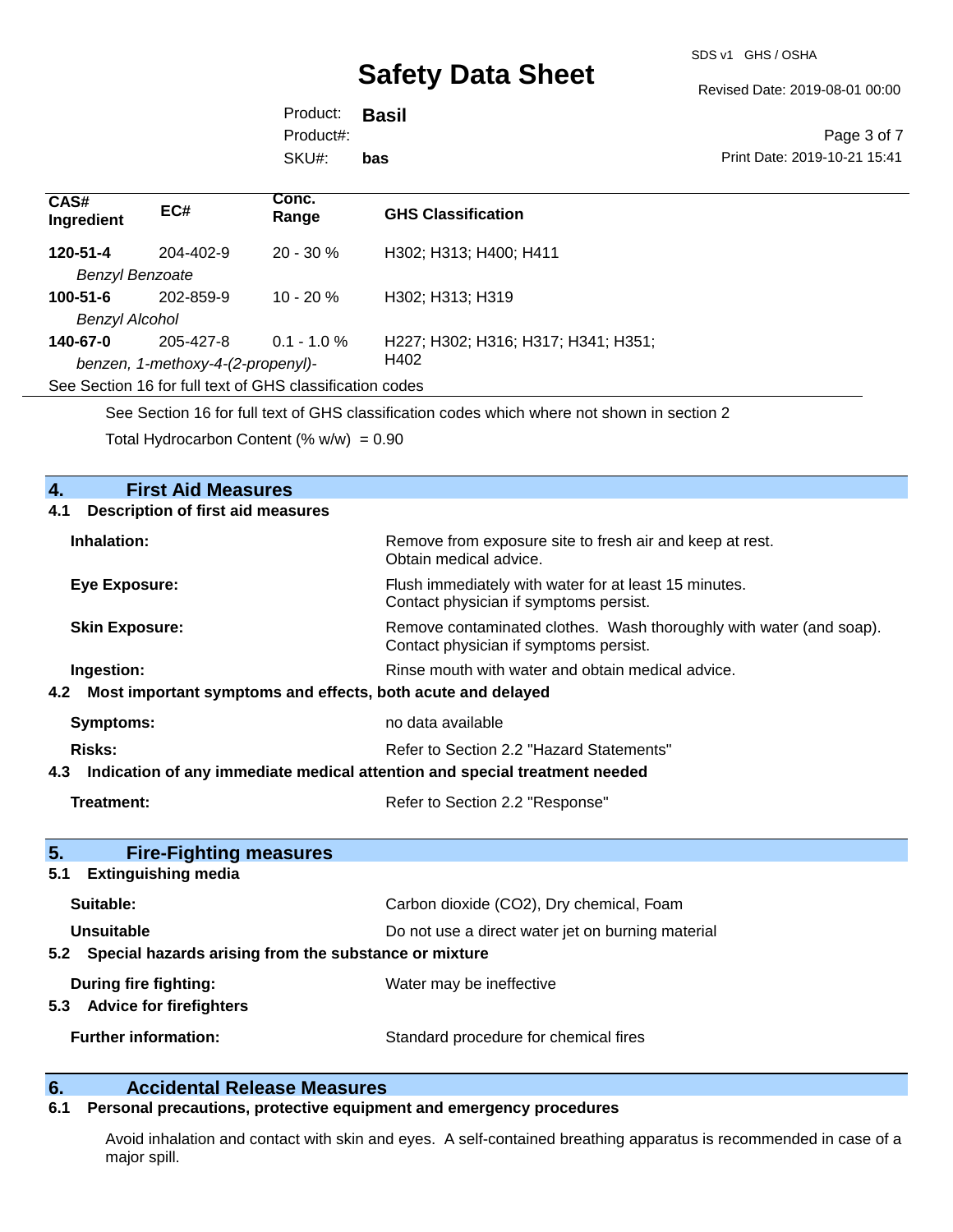| CAS# Ingredient | EC# | Conc. Range | GHS Classification |
|---|---|---|---|
| **120-51-4** *Benzyl Benzoate* | 204-402-9 | 20 - 30 % | H302; H313; H400; H411 |
| **100-51-6** *Benzyl Alcohol* | 202-859-9 | 10 - 20 % | H302; H313; H319 |
| **140-67-0** *benzen, 1-methoxy-4-(2-propenyl)-* | 205-427-8 | 0.1 - 1.0 % | H227; H302; H316; H317; H341; H351; H402 |

See Section 16 for full text of GHS classification codes

See Section 16 for full text of GHS classification codes which where not shown in section 2

Total Hydrocarbon Content (% w/w) = 0.90

## 4. First Aid Measures

### 4.1 Description of first aid measures

**Inhalation:** Remove from exposure site to fresh air and keep at rest. Obtain medical advice.

**Eye Exposure:** Flush immediately with water for at least 15 minutes. Contact physician if symptoms persist.

**Skin Exposure:** Remove contaminated clothes. Wash thoroughly with water (and soap). Contact physician if symptoms persist.

**Ingestion:** Rinse mouth with water and obtain medical advice.

### 4.2 Most important symptoms and effects, both acute and delayed

**Symptoms:** no data available

**Risks:** Refer to Section 2.2 "Hazard Statements"

### 4.3 Indication of any immediate medical attention and special treatment needed

**Treatment:** Refer to Section 2.2 "Response"

## 5. Fire-Fighting measures

### 5.1 Extinguishing media

**Suitable:** Carbon dioxide (CO2), Dry chemical, Foam

**Unsuitable** Do not use a direct water jet on burning material

### 5.2 Special hazards arising from the substance or mixture

**During fire fighting:** Water may be ineffective

### 5.3 Advice for firefighters

**Further information:** Standard procedure for chemical fires

## 6. Accidental Release Measures

### 6.1 Personal precautions, protective equipment and emergency procedures

Avoid inhalation and contact with skin and eyes. A self-contained breathing apparatus is recommended in case of a major spill.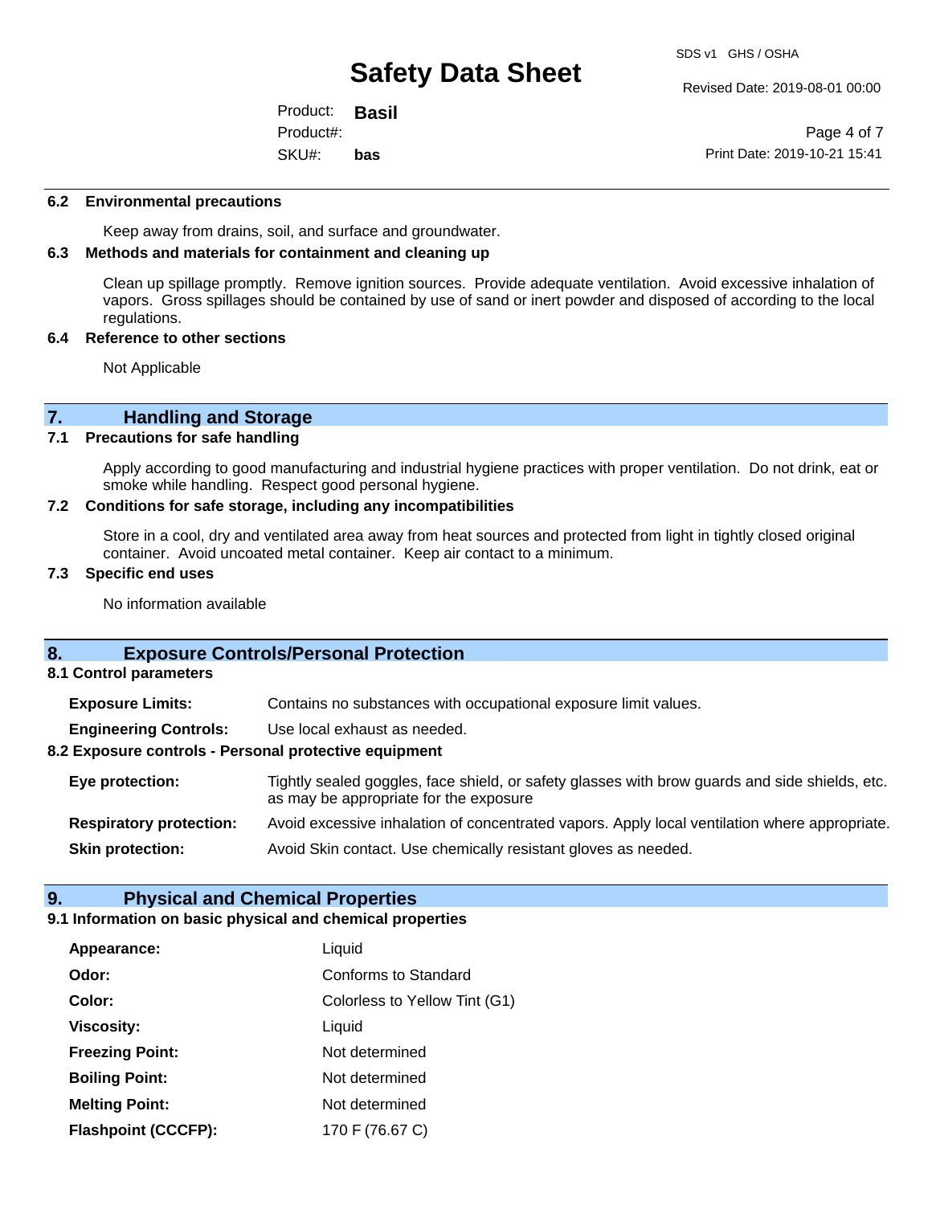### 6.2 Environmental precautions

Keep away from drains, soil, and surface and groundwater.

### 6.3 Methods and materials for containment and cleaning up

Clean up spillage promptly. Remove ignition sources. Provide adequate ventilation. Avoid excessive inhalation of vapors. Gross spillages should be contained by use of sand or inert powder and disposed of according to the local regulations.

### 6.4 Reference to other sections

Not Applicable

## 7. Handling and Storage

### 7.1 Precautions for safe handling

Apply according to good manufacturing and industrial hygiene practices with proper ventilation. Do not drink, eat or smoke while handling. Respect good personal hygiene.

### 7.2 Conditions for safe storage, including any incompatibilities

Store in a cool, dry and ventilated area away from heat sources and protected from light in tightly closed original container. Avoid uncoated metal container. Keep air contact to a minimum.

### 7.3 Specific end uses

No information available

## 8. Exposure Controls/Personal Protection

### 8.1 Control parameters

**Exposure Limits:** Contains no substances with occupational exposure limit values.

**Engineering Controls:** Use local exhaust as needed.

### 8.2 Exposure controls - Personal protective equipment

**Eye protection:** Tightly sealed goggles, face shield, or safety glasses with brow guards and side shields, etc. as may be appropriate for the exposure

**Respiratory protection:** Avoid excessive inhalation of concentrated vapors. Apply local ventilation where appropriate.

**Skin protection:** Avoid Skin contact. Use chemically resistant gloves as needed.

## 9. Physical and Chemical Properties

### 9.1 Information on basic physical and chemical properties

| | |
|---|---|
| **Appearance:** | Liquid |
| **Odor:** | Conforms to Standard |
| **Color:** | Colorless to Yellow Tint (G1) |
| **Viscosity:** | Liquid |
| **Freezing Point:** | Not determined |
| **Boiling Point:** | Not determined |
| **Melting Point:** | Not determined |
| **Flashpoint (CCCFP):** | 170 F (76.67 C) |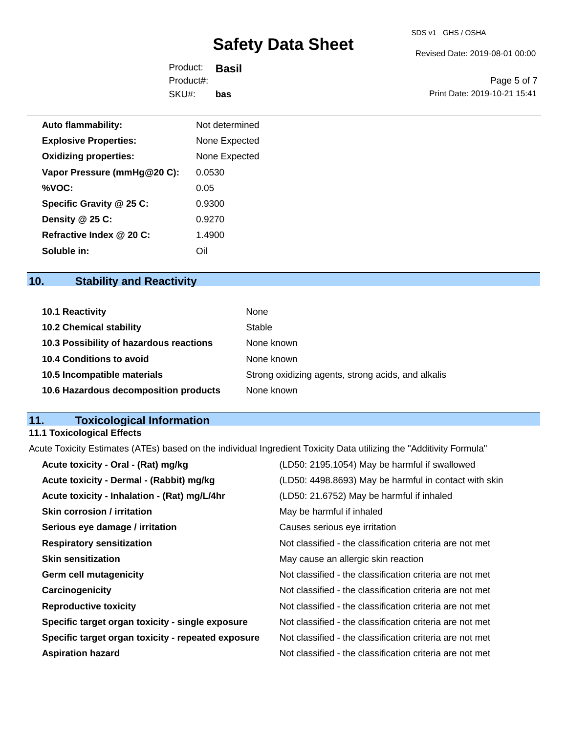| | |
|---|---|
| **Auto flammability:** | Not determined |
| **Explosive Properties:** | None Expected |
| **Oxidizing properties:** | None Expected |
| **Vapor Pressure (mmHg@20 C):** | 0.0530 |
| **%VOC:** | 0.05 |
| **Specific Gravity @ 25 C:** | 0.9300 |
| **Density @ 25 C:** | 0.9270 |
| **Refractive Index @ 20 C:** | 1.4900 |
| **Soluble in:** | Oil |

## 10. Stability and Reactivity

| | |
|---|---|
| **10.1 Reactivity** | None |
| **10.2 Chemical stability** | Stable |
| **10.3 Possibility of hazardous reactions** | None known |
| **10.4 Conditions to avoid** | None known |
| **10.5 Incompatible materials** | Strong oxidizing agents, strong acids, and alkalis |
| **10.6 Hazardous decomposition products** | None known |

## 11. Toxicological Information

### 11.1 Toxicological Effects

Acute Toxicity Estimates (ATEs) based on the individual Ingredient Toxicity Data utilizing the "Additivity Formula"

| | |
|---|---|
| **Acute toxicity - Oral - (Rat) mg/kg** | (LD50: 2195.1054) May be harmful if swallowed |
| **Acute toxicity - Dermal - (Rabbit) mg/kg** | (LD50: 4498.8693) May be harmful in contact with skin |
| **Acute toxicity - Inhalation - (Rat) mg/L/4hr** | (LD50: 21.6752) May be harmful if inhaled |
| **Skin corrosion / irritation** | May be harmful if inhaled |
| **Serious eye damage / irritation** | Causes serious eye irritation |
| **Respiratory sensitization** | Not classified - the classification criteria are not met |
| **Skin sensitization** | May cause an allergic skin reaction |
| **Germ cell mutagenicity** | Not classified - the classification criteria are not met |
| **Carcinogenicity** | Not classified - the classification criteria are not met |
| **Reproductive toxicity** | Not classified - the classification criteria are not met |
| **Specific target organ toxicity - single exposure** | Not classified - the classification criteria are not met |
| **Specific target organ toxicity - repeated exposure** | Not classified - the classification criteria are not met |
| **Aspiration hazard** | Not classified - the classification criteria are not met |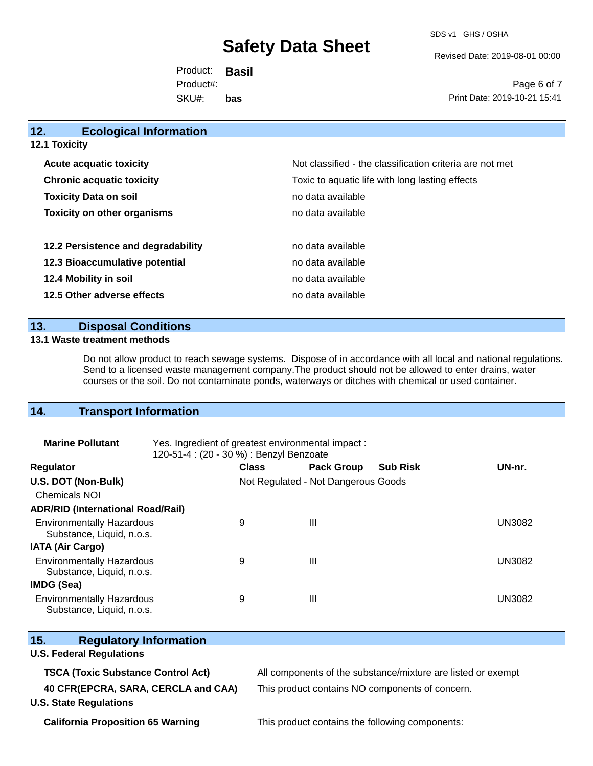## 12. Ecological Information

### 12.1 Toxicity

| | |
|---|---|
| **Acute acquatic toxicity** | Not classified - the classification criteria are not met |
| **Chronic acquatic toxicity** | Toxic to aquatic life with long lasting effects |
| **Toxicity Data on soil** | no data available |
| **Toxicity on other organisms** | no data available |

| | |
|---|---|
| **12.2 Persistence and degradability** | no data available |
| **12.3 Bioaccumulative potential** | no data available |
| **12.4 Mobility in soil** | no data available |
| **12.5 Other adverse effects** | no data available |

## 13. Disposal Conditions

### 13.1 Waste treatment methods

Do not allow product to reach sewage systems. Dispose of in accordance with all local and national regulations. Send to a licensed waste management company.The product should not be allowed to enter drains, water courses or the soil. Do not contaminate ponds, waterways or ditches with chemical or used container.

## 14. Transport Information

**Marine Pollutant** Yes. Ingredient of greatest environmental impact : 120-51-4 : (20 - 30 %) : Benzyl Benzoate

| Regulator | Class | Pack Group | Sub Risk | UN-nr. |
|---|---|---|---|---|
| **U.S. DOT (Non-Bulk)** | Not Regulated - Not Dangerous Goods | | | |
| Chemicals NOI | | | | |
| **ADR/RID (International Road/Rail)** | | | | |
| Environmentally Hazardous Substance, Liquid, n.o.s. | 9 | III | | UN3082 |
| **IATA (Air Cargo)** | | | | |
| Environmentally Hazardous Substance, Liquid, n.o.s. | 9 | III | | UN3082 |
| **IMDG (Sea)** | | | | |
| Environmentally Hazardous Substance, Liquid, n.o.s. | 9 | III | | UN3082 |

## 15. Regulatory Information

### U.S. Federal Regulations

| | |
|---|---|
| **TSCA (Toxic Substance Control Act)** | All components of the substance/mixture are listed or exempt |
| **40 CFR(EPCRA, SARA, CERCLA and CAA)** | This product contains NO components of concern. |

### U.S. State Regulations

| | |
|---|---|
| **California Proposition 65 Warning** | This product contains the following components: |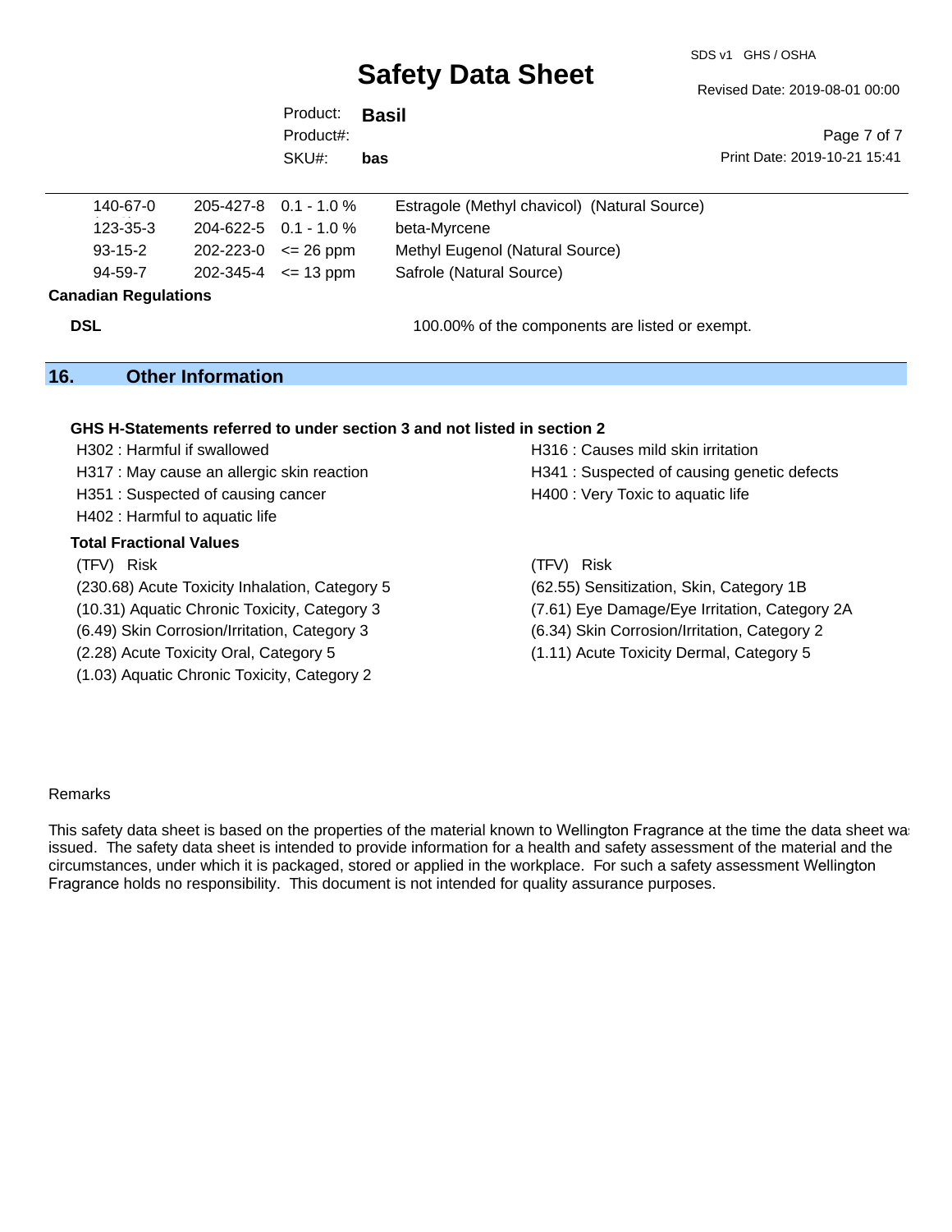| | | | |
|---|---|---|---|
| 140-67-0 | 205-427-8 | 0.1 - 1.0 % | Estragole (Methyl chavicol) (Natural Source) |
| 123-35-3 | 204-622-5 | 0.1 - 1.0 % | beta-Myrcene |
| 93-15-2 | 202-223-0 | <= 26 ppm | Methyl Eugenol (Natural Source) |
| 94-59-7 | 202-345-4 | <= 13 ppm | Safrole (Natural Source) |

**Canadian Regulations**

**DSL** 100.00% of the components are listed or exempt.

## 16. Other Information

**GHS H-Statements referred to under section 3 and not listed in section 2**

H302 : Harmful if swallowed
H316 : Causes mild skin irritation
H317 : May cause an allergic skin reaction
H341 : Suspected of causing genetic defects
H351 : Suspected of causing cancer
H400 : Very Toxic to aquatic life
H402 : Harmful to aquatic life

**Total Fractional Values**

| (TFV) Risk | (TFV) Risk |
|---|---|
| (230.68) Acute Toxicity Inhalation, Category 5 | (62.55) Sensitization, Skin, Category 1B |
| (10.31) Aquatic Chronic Toxicity, Category 3 | (7.61) Eye Damage/Eye Irritation, Category 2A |
| (6.49) Skin Corrosion/Irritation, Category 3 | (6.34) Skin Corrosion/Irritation, Category 2 |
| (2.28) Acute Toxicity Oral, Category 5 | (1.11) Acute Toxicity Dermal, Category 5 |
| (1.03) Aquatic Chronic Toxicity, Category 2 | |

Remarks

This safety data sheet is based on the properties of the material known to Wellington Fragrance at the time the data sheet was issued. The safety data sheet is intended to provide information for a health and safety assessment of the material and the circumstances, under which it is packaged, stored or applied in the workplace. For such a safety assessment Wellington Fragrance holds no responsibility. This document is not intended for quality assurance purposes.